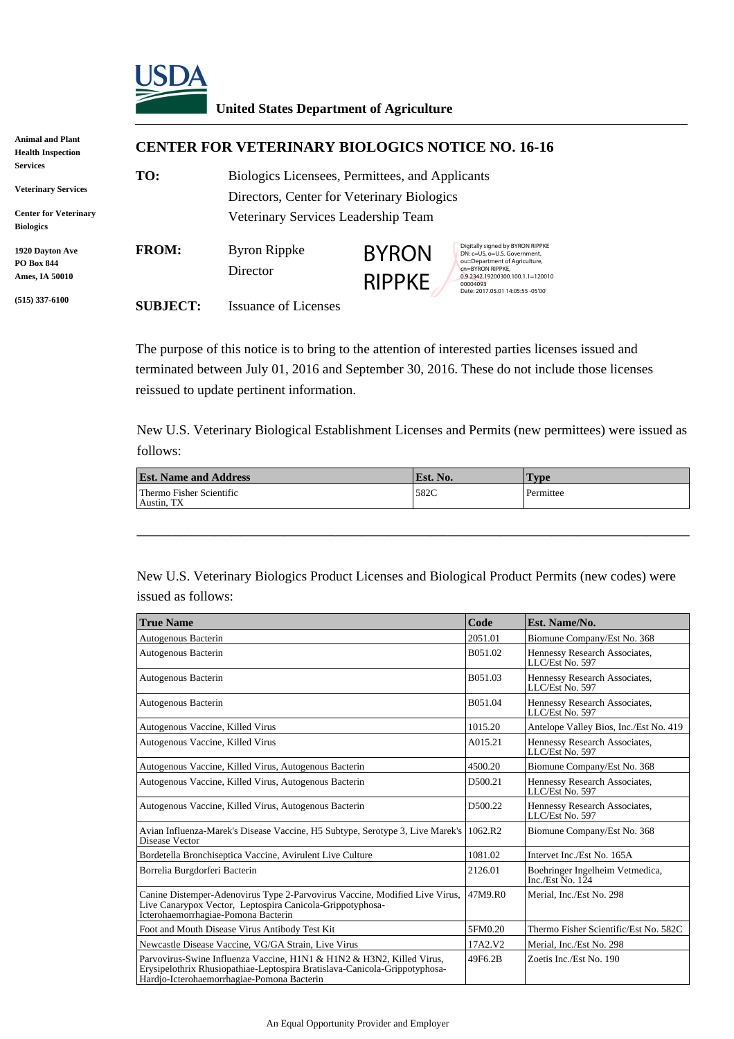USDA

**United States Department of Agriculture**

**Animal and Plant Health Inspection Services**

**Veterinary Services**

**Center for Veterinary Biologics**

**1920 Dayton Ave**
**PO Box 844**
**Ames, IA 50010**

**(515) 337-6100**

## CENTER FOR VETERINARY BIOLOGICS NOTICE NO. 16-16

**TO:** Biologics Licensees, Permittees, and Applicants
Directors, Center for Veterinary Biologics
Veterinary Services Leadership Team

**FROM:** Byron Rippke
Director

BYRON RIPPKE

Digitally signed by BYRON RIPPKE
DN: c=US, o=U.S. Government, ou=Department of Agriculture, cn=BYRON RIPPKE, 0.9.2342.19200300.100.1.1=12001000004093
Date: 2017.05.01 14:05:55 -05'00'

**SUBJECT:** Issuance of Licenses

The purpose of this notice is to bring to the attention of interested parties licenses issued and terminated between July 01, 2016 and September 30, 2016. These do not include those licenses reissued to update pertinent information.

New U.S. Veterinary Biological Establishment Licenses and Permits (new permittees) were issued as follows:

| Est. Name and Address | Est. No. | Type |
|---|---|---|
| Thermo Fisher Scientific Austin, TX | 582C | Permittee |

New U.S. Veterinary Biologics Product Licenses and Biological Product Permits (new codes) were issued as follows:

| True Name | Code | Est. Name/No. |
|---|---|---|
| Autogenous Bacterin | 2051.01 | Biomune Company/Est No. 368 |
| Autogenous Bacterin | B051.02 | Hennessy Research Associates, LLC/Est No. 597 |
| Autogenous Bacterin | B051.03 | Hennessy Research Associates, LLC/Est No. 597 |
| Autogenous Bacterin | B051.04 | Hennessy Research Associates, LLC/Est No. 597 |
| Autogenous Vaccine, Killed Virus | 1015.20 | Antelope Valley Bios, Inc./Est No. 419 |
| Autogenous Vaccine, Killed Virus | A015.21 | Hennessy Research Associates, LLC/Est No. 597 |
| Autogenous Vaccine, Killed Virus, Autogenous Bacterin | 4500.20 | Biomune Company/Est No. 368 |
| Autogenous Vaccine, Killed Virus, Autogenous Bacterin | D500.21 | Hennessy Research Associates, LLC/Est No. 597 |
| Autogenous Vaccine, Killed Virus, Autogenous Bacterin | D500.22 | Hennessy Research Associates, LLC/Est No. 597 |
| Avian Influenza-Marek's Disease Vaccine, H5 Subtype, Serotype 3, Live Marek's Disease Vector | 1062.R2 | Biomune Company/Est No. 368 |
| Bordetella Bronchiseptica Vaccine, Avirulent Live Culture | 1081.02 | Intervet Inc./Est No. 165A |
| Borrelia Burgdorferi Bacterin | 2126.01 | Boehringer Ingelheim Vetmedica, Inc./Est No. 124 |
| Canine Distemper-Adenovirus Type 2-Parvovirus Vaccine, Modified Live Virus, Live Canarypox Vector, Leptospira Canicola-Grippotyphosa-Icterohaemorrhagiae-Pomona Bacterin | 47M9.R0 | Merial, Inc./Est No. 298 |
| Foot and Mouth Disease Virus Antibody Test Kit | 5FM0.20 | Thermo Fisher Scientific/Est No. 582C |
| Newcastle Disease Vaccine, VG/GA Strain, Live Virus | 17A2.V2 | Merial, Inc./Est No. 298 |
| Parvovirus-Swine Influenza Vaccine, H1N1 & H1N2 & H3N2, Killed Virus, Erysipelothrix Rhusiopathiae-Leptospira Bratislava-Canicola-Grippotyphosa-Hardjo-Icterohaemorrhagiae-Pomona Bacterin | 49F6.2B | Zoetis Inc./Est No. 190 |

An Equal Opportunity Provider and Employer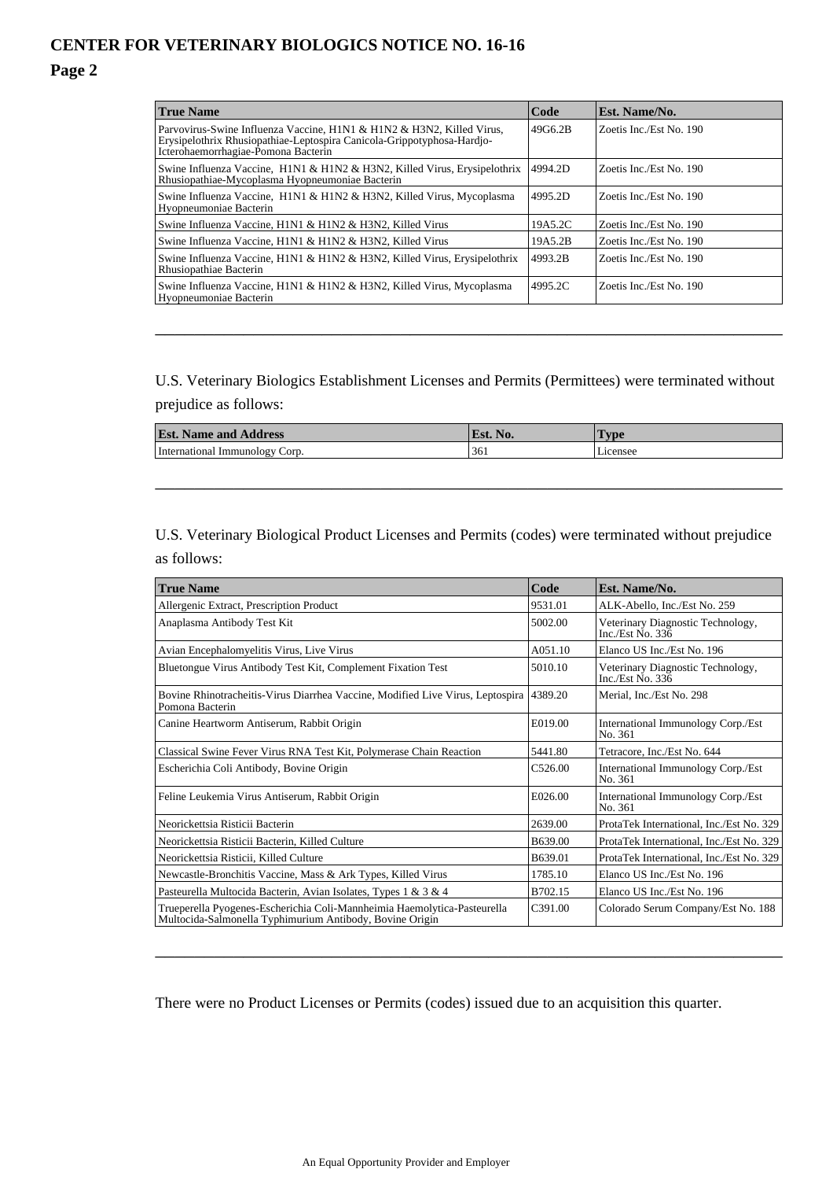| True Name | Code | Est. Name/No. |
|---|---|---|
| Parvovirus-Swine Influenza Vaccine, H1N1 & H1N2 & H3N2, Killed Virus, Erysipelothrix Rhusiopathiae-Leptospira Canicola-Grippotyphosa-Hardjo-Icterohaemorrhagiae-Pomona Bacterin | 49G6.2B | Zoetis Inc./Est No. 190 |
| Swine Influenza Vaccine, H1N1 & H1N2 & H3N2, Killed Virus, Erysipelothrix Rhusiopathiae-Mycoplasma Hyopneumoniae Bacterin | 4994.2D | Zoetis Inc./Est No. 190 |
| Swine Influenza Vaccine, H1N1 & H1N2 & H3N2, Killed Virus, Mycoplasma Hyopneumoniae Bacterin | 4995.2D | Zoetis Inc./Est No. 190 |
| Swine Influenza Vaccine, H1N1 & H1N2 & H3N2, Killed Virus | 19A5.2C | Zoetis Inc./Est No. 190 |
| Swine Influenza Vaccine, H1N1 & H1N2 & H3N2, Killed Virus | 19A5.2B | Zoetis Inc./Est No. 190 |
| Swine Influenza Vaccine, H1N1 & H1N2 & H3N2, Killed Virus, Erysipelothrix Rhusiopathiae Bacterin | 4993.2B | Zoetis Inc./Est No. 190 |
| Swine Influenza Vaccine, H1N1 & H1N2 & H3N2, Killed Virus, Mycoplasma Hyopneumoniae Bacterin | 4995.2C | Zoetis Inc./Est No. 190 |

---

U.S. Veterinary Biologics Establishment Licenses and Permits (Permittees) were terminated without prejudice as follows:

| Est. Name and Address | Est. No. | Type |
|---|---|---|
| International Immunology Corp. | 361 | Licensee |

---

U.S. Veterinary Biological Product Licenses and Permits (codes) were terminated without prejudice as follows:

| True Name | Code | Est. Name/No. |
|---|---|---|
| Allergenic Extract, Prescription Product | 9531.01 | ALK-Abello, Inc./Est No. 259 |
| Anaplasma Antibody Test Kit | 5002.00 | Veterinary Diagnostic Technology, Inc./Est No. 336 |
| Avian Encephalomyelitis Virus, Live Virus | A051.10 | Elanco US Inc./Est No. 196 |
| Bluetongue Virus Antibody Test Kit, Complement Fixation Test | 5010.10 | Veterinary Diagnostic Technology, Inc./Est No. 336 |
| Bovine Rhinotracheitis-Virus Diarrhea Vaccine, Modified Live Virus, Leptospira Pomona Bacterin | 4389.20 | Merial, Inc./Est No. 298 |
| Canine Heartworm Antiserum, Rabbit Origin | E019.00 | International Immunology Corp./Est No. 361 |
| Classical Swine Fever Virus RNA Test Kit, Polymerase Chain Reaction | 5441.80 | Tetracore, Inc./Est No. 644 |
| Escherichia Coli Antibody, Bovine Origin | C526.00 | International Immunology Corp./Est No. 361 |
| Feline Leukemia Virus Antiserum, Rabbit Origin | E026.00 | International Immunology Corp./Est No. 361 |
| Neorickettsia Risticii Bacterin | 2639.00 | ProtaTek International, Inc./Est No. 329 |
| Neorickettsia Risticii Bacterin, Killed Culture | B639.00 | ProtaTek International, Inc./Est No. 329 |
| Neorickettsia Risticii, Killed Culture | B639.01 | ProtaTek International, Inc./Est No. 329 |
| Newcastle-Bronchitis Vaccine, Mass & Ark Types, Killed Virus | 1785.10 | Elanco US Inc./Est No. 196 |
| Pasteurella Multocida Bacterin, Avian Isolates, Types 1 & 3 & 4 | B702.15 | Elanco US Inc./Est No. 196 |
| Trueperella Pyogenes-Escherichia Coli-Mannheimia Haemolytica-Pasteurella Multocida-Salmonella Typhimurium Antibody, Bovine Origin | C391.00 | Colorado Serum Company/Est No. 188 |

---

There were no Product Licenses or Permits (codes) issued due to an acquisition this quarter.

An Equal Opportunity Provider and Employer